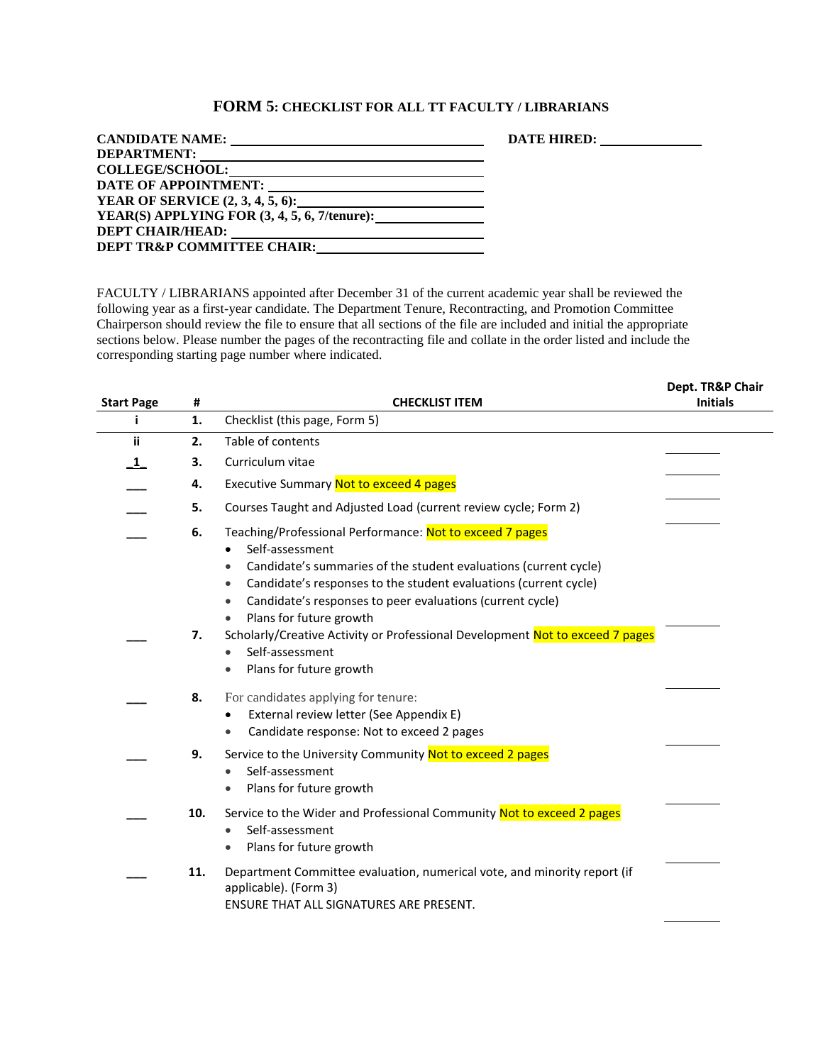# FORM 5: CHECKLIST FOR ALL TT FACULTY / LIBRARIANS

**CANDIDATE NAME:** ______________________________ **DATE HIRED:** ______________

**DEPARTMENT:** ______________________________

**COLLEGE/SCHOOL:** ______________________________

**DATE OF APPOINTMENT:** ______________________________

**YEAR OF SERVICE (2, 3, 4, 5, 6):** ______________________________

**YEAR(S) APPLYING FOR (3, 4, 5, 6, 7/tenure):** ______________

**DEPT CHAIR/HEAD:** ______________________________

**DEPT TR&P COMMITTEE CHAIR:** ______________________________

FACULTY / LIBRARIANS appointed after December 31 of the current academic year shall be reviewed the following year as a first-year candidate. The Department Tenure, Recontracting, and Promotion Committee Chairperson should review the file to ensure that all sections of the file are included and initial the appropriate sections below. Please number the pages of the recontracting file and collate in the order listed and include the corresponding starting page number where indicated.

| Start Page | # | CHECKLIST ITEM | Dept. TR&P Chair Initials |
|---|---|---|---|
| i | 1. | Checklist (this page, Form 5) | |
| ii | 2. | Table of contents | ______ |
| _1_ | 3. | Curriculum vitae | ______ |
| ___ | 4. | Executive Summary Not to exceed 4 pages | ______ |
| ___ | 5. | Courses Taught and Adjusted Load (current review cycle; Form 2) | ______ |
| ___ | 6. | Teaching/Professional Performance: Not to exceed 7 pages<br>• Self-assessment<br>• Candidate's summaries of the student evaluations (current cycle)<br>• Candidate's responses to the student evaluations (current cycle)<br>• Candidate's responses to peer evaluations (current cycle)<br>• Plans for future growth | ______ |
| ___ | 7. | Scholarly/Creative Activity or Professional Development Not to exceed 7 pages<br>• Self-assessment<br>• Plans for future growth | ______ |
| ___ | 8. | For candidates applying for tenure:<br>• External review letter (See Appendix E)<br>• Candidate response: Not to exceed 2 pages | ______ |
| ___ | 9. | Service to the University Community Not to exceed 2 pages<br>• Self-assessment<br>• Plans for future growth | ______ |
| ___ | 10. | Service to the Wider and Professional Community Not to exceed 2 pages<br>• Self-assessment<br>• Plans for future growth | ______ |
| ___ | 11. | Department Committee evaluation, numerical vote, and minority report (if applicable). (Form 3)<br>ENSURE THAT ALL SIGNATURES ARE PRESENT. | ______ |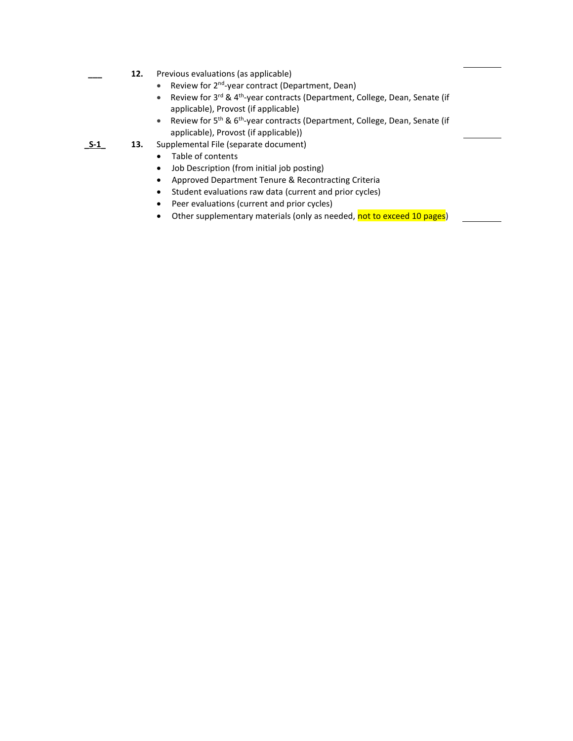___ **12.** Previous evaluations (as applicable)

- Review for 2nd-year contract (Department, Dean)
- Review for 3rd & 4th-year contracts (Department, College, Dean, Senate (if applicable), Provost (if applicable)
- Review for 5th & 6th-year contracts (Department, College, Dean, Senate (if applicable), Provost (if applicable))

**_S-1_** **13.** Supplemental File (separate document)

- Table of contents
- Job Description (from initial job posting)
- Approved Department Tenure & Recontracting Criteria
- Student evaluations raw data (current and prior cycles)
- Peer evaluations (current and prior cycles)
- Other supplementary materials (only as needed, not to exceed 10 pages)